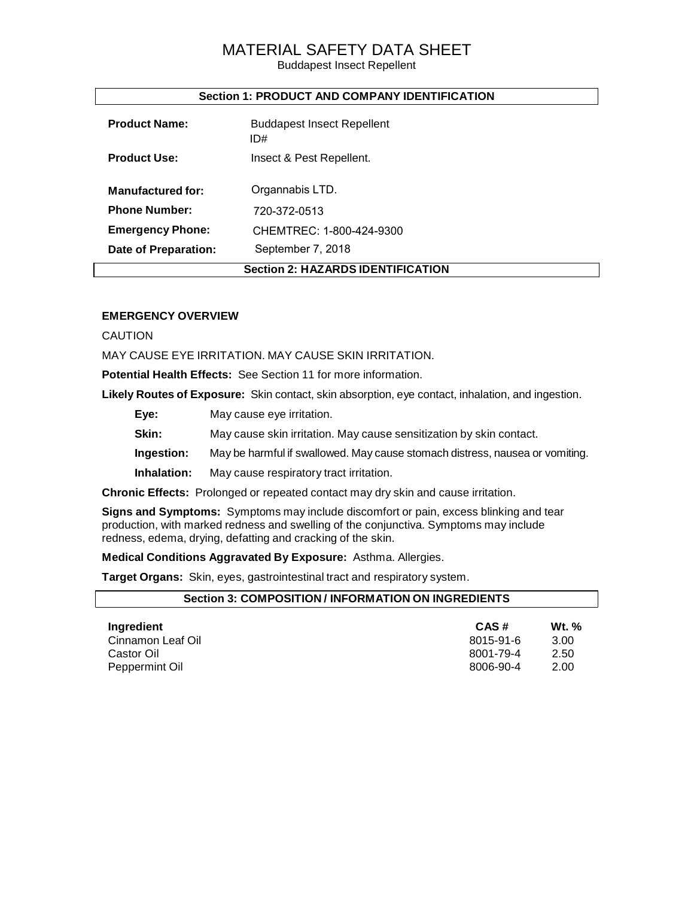# MATERIAL SAFETY DATA SHEET

Buddapest Insect Repellent

## Section 1: PRODUCT AND COMPANY IDENTIFICATION

| | |
|---|---|
| **Product Name:** | Buddapest Insect Repellent<br>ID# |
| **Product Use:** | Insect & Pest Repellent. |
| **Manufactured for:** | Organnabis LTD. |
| **Phone Number:** | 720-372-0513 |
| **Emergency Phone:** | CHEMTREC: 1-800-424-9300 |
| **Date of Preparation:** | September 7, 2018 |

## Section 2: HAZARDS IDENTIFICATION

**EMERGENCY OVERVIEW**

CAUTION

MAY CAUSE EYE IRRITATION. MAY CAUSE SKIN IRRITATION.

**Potential Health Effects:** See Section 11 for more information.

**Likely Routes of Exposure:** Skin contact, skin absorption, eye contact, inhalation, and ingestion.

- **Eye:** May cause eye irritation.
- **Skin:** May cause skin irritation. May cause sensitization by skin contact.
- **Ingestion:** May be harmful if swallowed. May cause stomach distress, nausea or vomiting.
- **Inhalation:** May cause respiratory tract irritation.

**Chronic Effects:** Prolonged or repeated contact may dry skin and cause irritation.

**Signs and Symptoms:** Symptoms may include discomfort or pain, excess blinking and tear production, with marked redness and swelling of the conjunctiva. Symptoms may include redness, edema, drying, defatting and cracking of the skin.

**Medical Conditions Aggravated By Exposure:** Asthma. Allergies.

**Target Organs:** Skin, eyes, gastrointestinal tract and respiratory system.

## Section 3: COMPOSITION / INFORMATION ON INGREDIENTS

| Ingredient | CAS # | Wt. % |
|---|---|---|
| Cinnamon Leaf Oil | 8015-91-6 | 3.00 |
| Castor Oil | 8001-79-4 | 2.50 |
| Peppermint Oil | 8006-90-4 | 2.00 |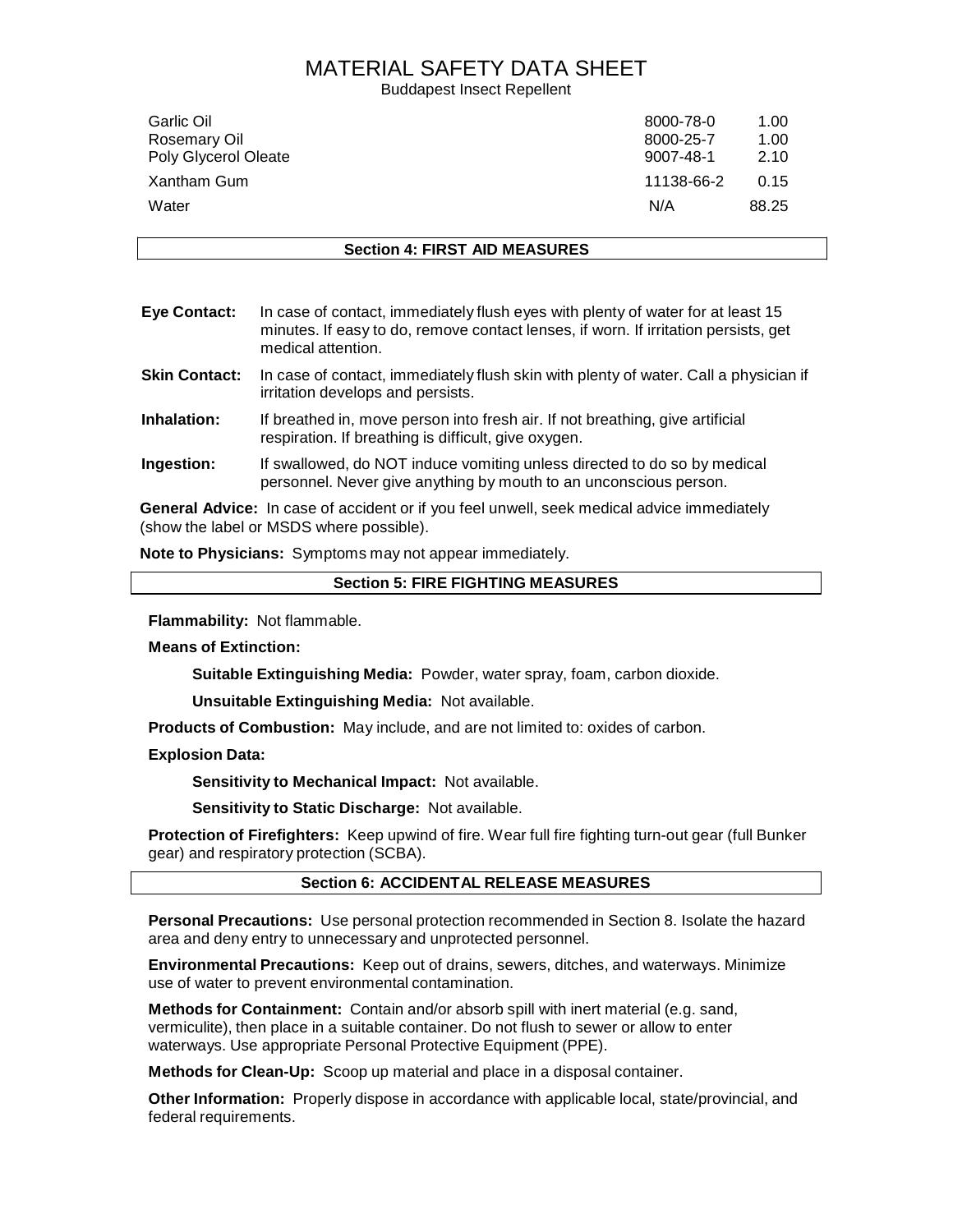# MATERIAL SAFETY DATA SHEET

Buddapest Insect Repellent

| | | |
|---|---|---|
| Garlic Oil | 8000-78-0 | 1.00 |
| Rosemary Oil | 8000-25-7 | 1.00 |
| Poly Glycerol Oleate | 9007-48-1 | 2.10 |
| Xantham Gum | 11138-66-2 | 0.15 |
| Water | N/A | 88.25 |

## Section 4: FIRST AID MEASURES

**Eye Contact:** In case of contact, immediately flush eyes with plenty of water for at least 15 minutes. If easy to do, remove contact lenses, if worn. If irritation persists, get medical attention.

**Skin Contact:** In case of contact, immediately flush skin with plenty of water. Call a physician if irritation develops and persists.

**Inhalation:** If breathed in, move person into fresh air. If not breathing, give artificial respiration. If breathing is difficult, give oxygen.

**Ingestion:** If swallowed, do NOT induce vomiting unless directed to do so by medical personnel. Never give anything by mouth to an unconscious person.

**General Advice:** In case of accident or if you feel unwell, seek medical advice immediately (show the label or MSDS where possible).

**Note to Physicians:** Symptoms may not appear immediately.

## Section 5: FIRE FIGHTING MEASURES

**Flammability:** Not flammable.

**Means of Extinction:**

**Suitable Extinguishing Media:** Powder, water spray, foam, carbon dioxide.

**Unsuitable Extinguishing Media:** Not available.

**Products of Combustion:** May include, and are not limited to: oxides of carbon.

**Explosion Data:**

**Sensitivity to Mechanical Impact:** Not available.

**Sensitivity to Static Discharge:** Not available.

**Protection of Firefighters:** Keep upwind of fire. Wear full fire fighting turn-out gear (full Bunker gear) and respiratory protection (SCBA).

## Section 6: ACCIDENTAL RELEASE MEASURES

**Personal Precautions:** Use personal protection recommended in Section 8. Isolate the hazard area and deny entry to unnecessary and unprotected personnel.

**Environmental Precautions:** Keep out of drains, sewers, ditches, and waterways. Minimize use of water to prevent environmental contamination.

**Methods for Containment:** Contain and/or absorb spill with inert material (e.g. sand, vermiculite), then place in a suitable container. Do not flush to sewer or allow to enter waterways. Use appropriate Personal Protective Equipment (PPE).

**Methods for Clean-Up:** Scoop up material and place in a disposal container.

**Other Information:** Properly dispose in accordance with applicable local, state/provincial, and federal requirements.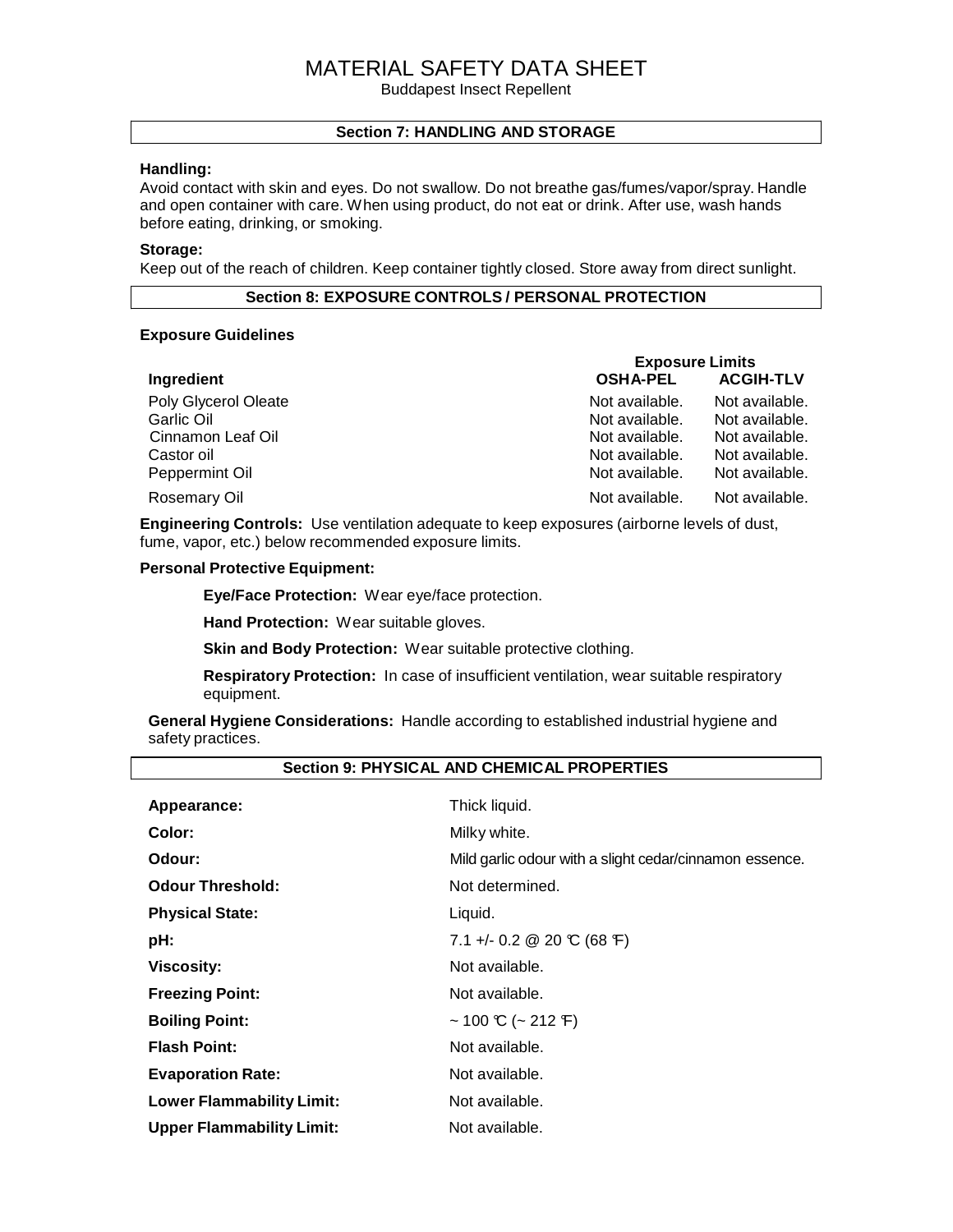# MATERIAL SAFETY DATA SHEET

Buddapest Insect Repellent

## Section 7: HANDLING AND STORAGE

**Handling:**

Avoid contact with skin and eyes. Do not swallow. Do not breathe gas/fumes/vapor/spray. Handle and open container with care. When using product, do not eat or drink. After use, wash hands before eating, drinking, or smoking.

**Storage:**

Keep out of the reach of children. Keep container tightly closed. Store away from direct sunlight.

## Section 8: EXPOSURE CONTROLS / PERSONAL PROTECTION

**Exposure Guidelines**

| | Exposure Limits | |
|---|---|---|
| **Ingredient** | **OSHA-PEL** | **ACGIH-TLV** |
| Poly Glycerol Oleate | Not available. | Not available. |
| Garlic Oil | Not available. | Not available. |
| Cinnamon Leaf Oil | Not available. | Not available. |
| Castor oil | Not available. | Not available. |
| Peppermint Oil | Not available. | Not available. |
| Rosemary Oil | Not available. | Not available. |

**Engineering Controls:** Use ventilation adequate to keep exposures (airborne levels of dust, fume, vapor, etc.) below recommended exposure limits.

**Personal Protective Equipment:**

**Eye/Face Protection:** Wear eye/face protection.

**Hand Protection:** Wear suitable gloves.

**Skin and Body Protection:** Wear suitable protective clothing.

**Respiratory Protection:** In case of insufficient ventilation, wear suitable respiratory equipment.

**General Hygiene Considerations:** Handle according to established industrial hygiene and safety practices.

## Section 9: PHYSICAL AND CHEMICAL PROPERTIES

| | |
|---|---|
| **Appearance:** | Thick liquid. |
| **Color:** | Milky white. |
| **Odour:** | Mild garlic odour with a slight cedar/cinnamon essence. |
| **Odour Threshold:** | Not determined. |
| **Physical State:** | Liquid. |
| **pH:** | 7.1 +/- 0.2 @ 20 °C (68 °F) |
| **Viscosity:** | Not available. |
| **Freezing Point:** | Not available. |
| **Boiling Point:** | ~ 100 °C (~ 212 °F) |
| **Flash Point:** | Not available. |
| **Evaporation Rate:** | Not available. |
| **Lower Flammability Limit:** | Not available. |
| **Upper Flammability Limit:** | Not available. |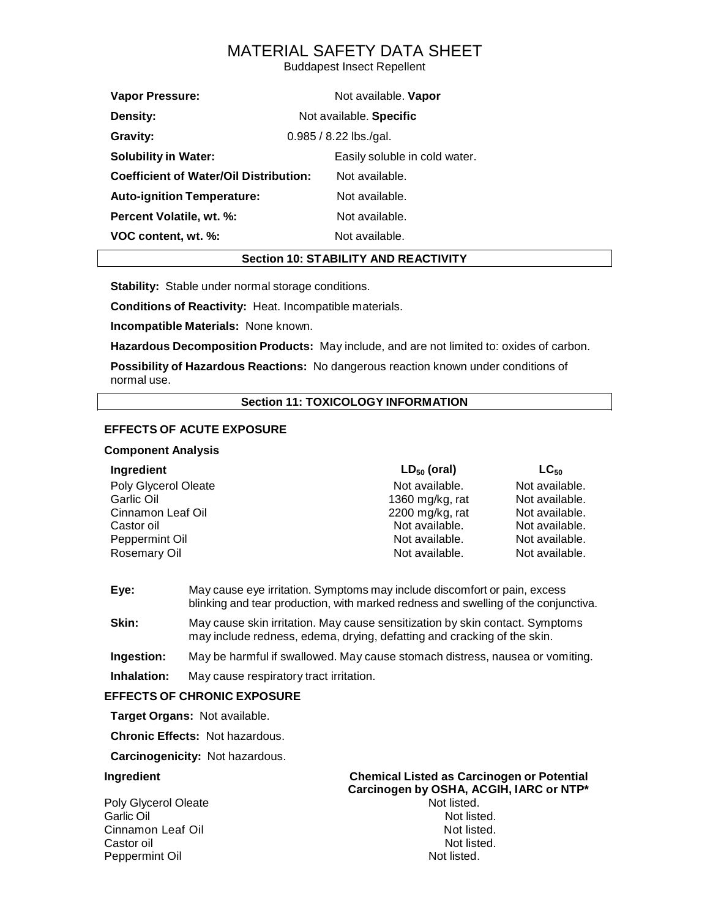# MATERIAL SAFETY DATA SHEET

Buddapest Insect Repellent

**Vapor Pressure:** Not available. **Vapor**

**Density:** Not available. **Specific**

**Gravity:** 0.985 / 8.22 lbs./gal.

**Solubility in Water:** Easily soluble in cold water.

**Coefficient of Water/Oil Distribution:** Not available.

**Auto-ignition Temperature:** Not available.

**Percent Volatile, wt. %:** Not available.

**VOC content, wt. %:** Not available.

## Section 10: STABILITY AND REACTIVITY

**Stability:** Stable under normal storage conditions.

**Conditions of Reactivity:** Heat. Incompatible materials.

**Incompatible Materials:** None known.

**Hazardous Decomposition Products:** May include, and are not limited to: oxides of carbon.

**Possibility of Hazardous Reactions:** No dangerous reaction known under conditions of normal use.

## Section 11: TOXICOLOGY INFORMATION

### EFFECTS OF ACUTE EXPOSURE

**Component Analysis**

| Ingredient | $LD_{50}$ (oral) | $LC_{50}$ |
|---|---|---|
| Poly Glycerol Oleate | Not available. | Not available. |
| Garlic Oil | 1360 mg/kg, rat | Not available. |
| Cinnamon Leaf Oil | 2200 mg/kg, rat | Not available. |
| Castor oil | Not available. | Not available. |
| Peppermint Oil | Not available. | Not available. |
| Rosemary Oil | Not available. | Not available. |

**Eye:** May cause eye irritation. Symptoms may include discomfort or pain, excess blinking and tear production, with marked redness and swelling of the conjunctiva.

**Skin:** May cause skin irritation. May cause sensitization by skin contact. Symptoms may include redness, edema, drying, defatting and cracking of the skin.

**Ingestion:** May be harmful if swallowed. May cause stomach distress, nausea or vomiting.

**Inhalation:** May cause respiratory tract irritation.

### EFFECTS OF CHRONIC EXPOSURE

**Target Organs:** Not available.

**Chronic Effects:** Not hazardous.

**Carcinogenicity:** Not hazardous.

| Ingredient | Chemical Listed as Carcinogen or Potential Carcinogen by OSHA, ACGIH, IARC or NTP* |
|---|---|
| Poly Glycerol Oleate | Not listed. |
| Garlic Oil | Not listed. |
| Cinnamon Leaf Oil | Not listed. |
| Castor oil | Not listed. |
| Peppermint Oil | Not listed. |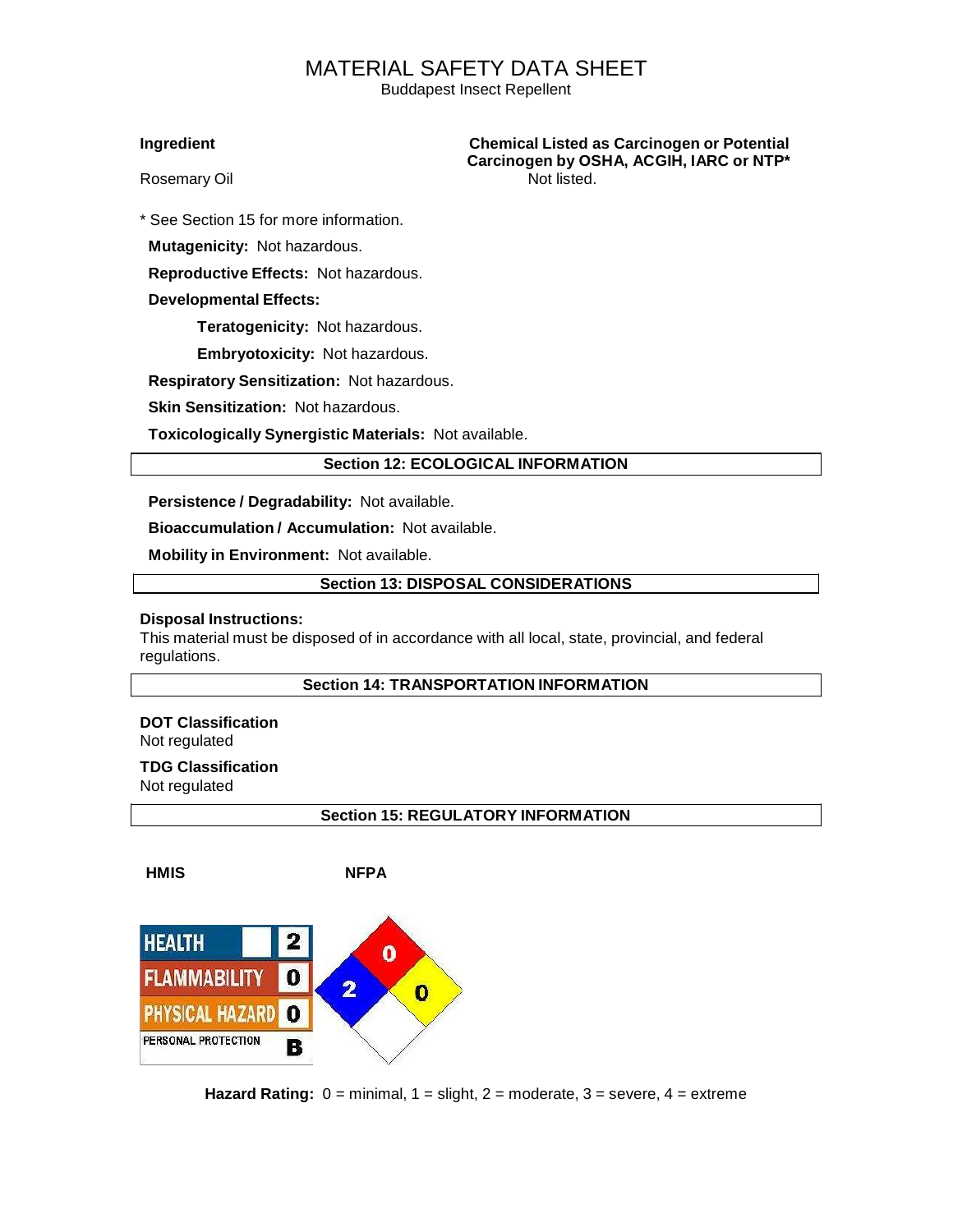# MATERIAL SAFETY DATA SHEET

Buddapest Insect Repellent

| Ingredient | Chemical Listed as Carcinogen or Potential Carcinogen by OSHA, ACGIH, IARC or NTP* |
|---|---|
| Rosemary Oil | Not listed. |

* See Section 15 for more information.

**Mutagenicity:** Not hazardous.

**Reproductive Effects:** Not hazardous.

**Developmental Effects:**

**Teratogenicity:** Not hazardous.

**Embryotoxicity:** Not hazardous.

**Respiratory Sensitization:** Not hazardous.

**Skin Sensitization:** Not hazardous.

**Toxicologically Synergistic Materials:** Not available.

## Section 12: ECOLOGICAL INFORMATION

**Persistence / Degradability:** Not available.

**Bioaccumulation / Accumulation:** Not available.

**Mobility in Environment:** Not available.

## Section 13: DISPOSAL CONSIDERATIONS

**Disposal Instructions:**
This material must be disposed of in accordance with all local, state, provincial, and federal regulations.

## Section 14: TRANSPORTATION INFORMATION

**DOT Classification**
Not regulated

**TDG Classification**
Not regulated

## Section 15: REGULATORY INFORMATION

**HMIS**

HEALTH 2
FLAMMABILITY 0
PHYSICAL HAZARD 0
PERSONAL PROTECTION B

**NFPA**

0
2
0

**Hazard Rating:** 0 = minimal, 1 = slight, 2 = moderate, 3 = severe, 4 = extreme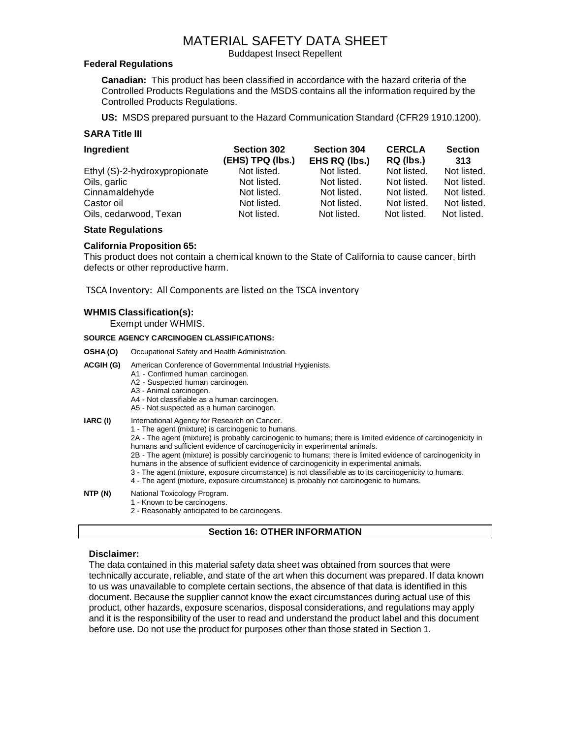# MATERIAL SAFETY DATA SHEET

Buddapest Insect Repellent

### Federal Regulations

**Canadian:** This product has been classified in accordance with the hazard criteria of the Controlled Products Regulations and the MSDS contains all the information required by the Controlled Products Regulations.

**US:** MSDS prepared pursuant to the Hazard Communication Standard (CFR29 1910.1200).

### SARA Title III

| Ingredient | Section 302 (EHS) TPQ (lbs.) | Section 304 EHS RQ (lbs.) | CERCLA RQ (lbs.) | Section 313 |
|---|---|---|---|---|
| Ethyl (S)-2-hydroxypropionate | Not listed. | Not listed. | Not listed. | Not listed. |
| Oils, garlic | Not listed. | Not listed. | Not listed. | Not listed. |
| Cinnamaldehyde | Not listed. | Not listed. | Not listed. | Not listed. |
| Castor oil | Not listed. | Not listed. | Not listed. | Not listed. |
| Oils, cedarwood, Texan | Not listed. | Not listed. | Not listed. | Not listed. |

### State Regulations

**California Proposition 65:**

This product does not contain a chemical known to the State of California to cause cancer, birth defects or other reproductive harm.

TSCA Inventory: All Components are listed on the TSCA inventory

**WHMIS Classification(s):**

Exempt under WHMIS.

**SOURCE AGENCY CARCINOGEN CLASSIFICATIONS:**

**OSHA (O)** Occupational Safety and Health Administration.

**ACGIH (G)** American Conference of Governmental Industrial Hygienists.
- A1 - Confirmed human carcinogen.
- A2 - Suspected human carcinogen.
- A3 - Animal carcinogen.
- A4 - Not classifiable as a human carcinogen.
- A5 - Not suspected as a human carcinogen.

**IARC (I)** International Agency for Research on Cancer.
- 1 - The agent (mixture) is carcinogenic to humans.
- 2A - The agent (mixture) is probably carcinogenic to humans; there is limited evidence of carcinogenicity in humans and sufficient evidence of carcinogenicity in experimental animals.
- 2B - The agent (mixture) is possibly carcinogenic to humans; there is limited evidence of carcinogenicity in humans in the absence of sufficient evidence of carcinogenicity in experimental animals.
- 3 - The agent (mixture, exposure circumstance) is not classifiable as to its carcinogenicity to humans.
- 4 - The agent (mixture, exposure circumstance) is probably not carcinogenic to humans.

**NTP (N)** National Toxicology Program.
- 1 - Known to be carcinogens.
- 2 - Reasonably anticipated to be carcinogens.

## Section 16: OTHER INFORMATION

**Disclaimer:**

The data contained in this material safety data sheet was obtained from sources that were technically accurate, reliable, and state of the art when this document was prepared. If data known to us was unavailable to complete certain sections, the absence of that data is identified in this document. Because the supplier cannot know the exact circumstances during actual use of this product, other hazards, exposure scenarios, disposal considerations, and regulations may apply and it is the responsibility of the user to read and understand the product label and this document before use. Do not use the product for purposes other than those stated in Section 1.